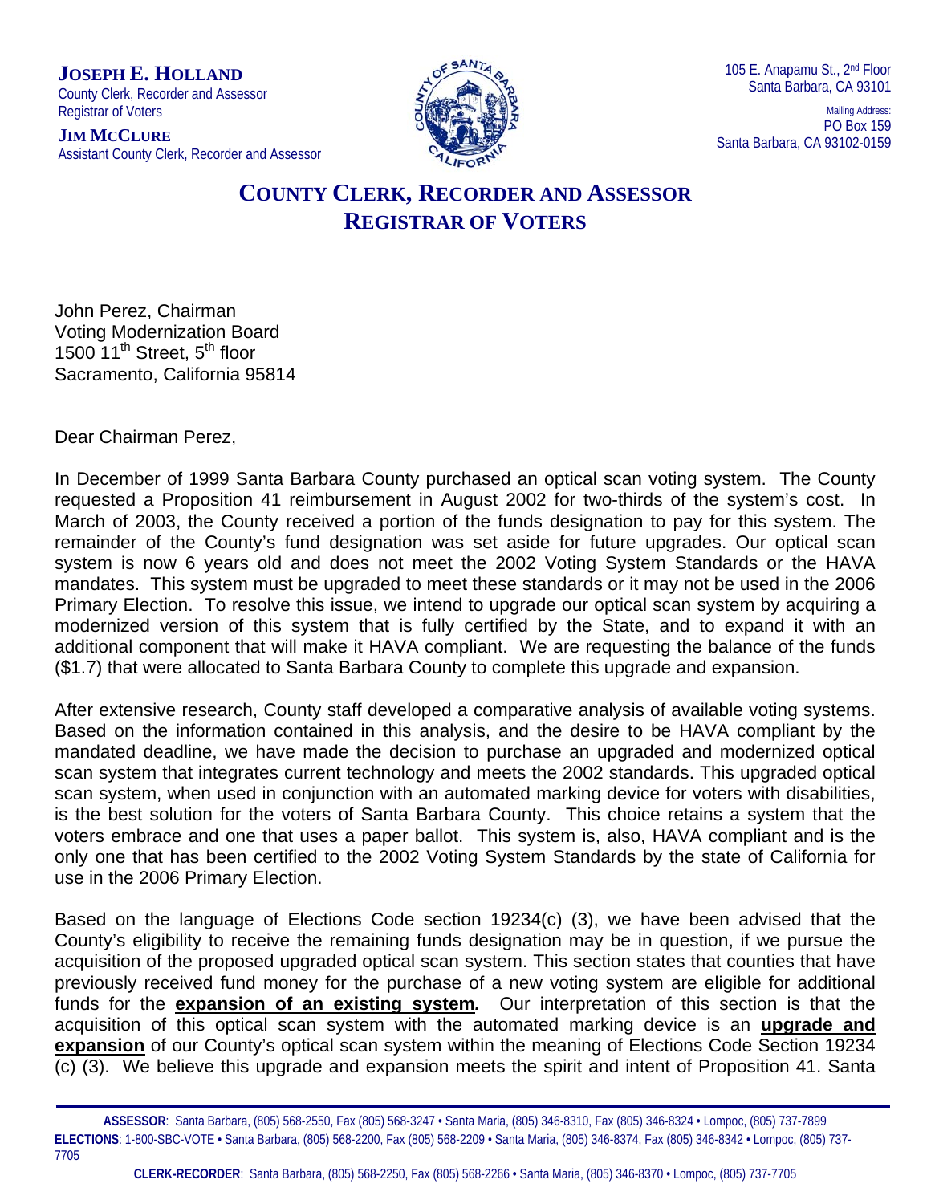**JOSEPH E. HOLLAND**
County Clerk, Recorder and Assessor
Registrar of Voters

**JIM MCCLURE**
Assistant County Clerk, Recorder and Assessor

105 E. Anapamu St., 2nd Floor
Santa Barbara, CA 93101

Mailing Address:
PO Box 159
Santa Barbara, CA 93102-0159

# COUNTY CLERK, RECORDER AND ASSESSOR
# REGISTRAR OF VOTERS

John Perez, Chairman
Voting Modernization Board
1500 11th Street, 5th floor
Sacramento, California 95814

Dear Chairman Perez,

In December of 1999 Santa Barbara County purchased an optical scan voting system. The County requested a Proposition 41 reimbursement in August 2002 for two-thirds of the system's cost. In March of 2003, the County received a portion of the funds designation to pay for this system. The remainder of the County's fund designation was set aside for future upgrades. Our optical scan system is now 6 years old and does not meet the 2002 Voting System Standards or the HAVA mandates. This system must be upgraded to meet these standards or it may not be used in the 2006 Primary Election. To resolve this issue, we intend to upgrade our optical scan system by acquiring a modernized version of this system that is fully certified by the State, and to expand it with an additional component that will make it HAVA compliant. We are requesting the balance of the funds ($1.7) that were allocated to Santa Barbara County to complete this upgrade and expansion.

After extensive research, County staff developed a comparative analysis of available voting systems. Based on the information contained in this analysis, and the desire to be HAVA compliant by the mandated deadline, we have made the decision to purchase an upgraded and modernized optical scan system that integrates current technology and meets the 2002 standards. This upgraded optical scan system, when used in conjunction with an automated marking device for voters with disabilities, is the best solution for the voters of Santa Barbara County. This choice retains a system that the voters embrace and one that uses a paper ballot. This system is, also, HAVA compliant and is the only one that has been certified to the 2002 Voting System Standards by the state of California for use in the 2006 Primary Election.

Based on the language of Elections Code section 19234(c) (3), we have been advised that the County's eligibility to receive the remaining funds designation may be in question, if we pursue the acquisition of the proposed upgraded optical scan system. This section states that counties that have previously received fund money for the purchase of a new voting system are eligible for additional funds for the **expansion of an existing system***.* Our interpretation of this section is that the acquisition of this optical scan system with the automated marking device is an **upgrade and expansion** of our County's optical scan system within the meaning of Elections Code Section 19234 (c) (3). We believe this upgrade and expansion meets the spirit and intent of Proposition 41. Santa

**ASSESSOR**: Santa Barbara, (805) 568-2550, Fax (805) 568-3247 • Santa Maria, (805) 346-8310, Fax (805) 346-8324 • Lompoc, (805) 737-7899
**ELECTIONS**: 1-800-SBC-VOTE • Santa Barbara, (805) 568-2200, Fax (805) 568-2209 • Santa Maria, (805) 346-8374, Fax (805) 346-8342 • Lompoc, (805) 737-7705
**CLERK-RECORDER**: Santa Barbara, (805) 568-2250, Fax (805) 568-2266 • Santa Maria, (805) 346-8370 • Lompoc, (805) 737-7705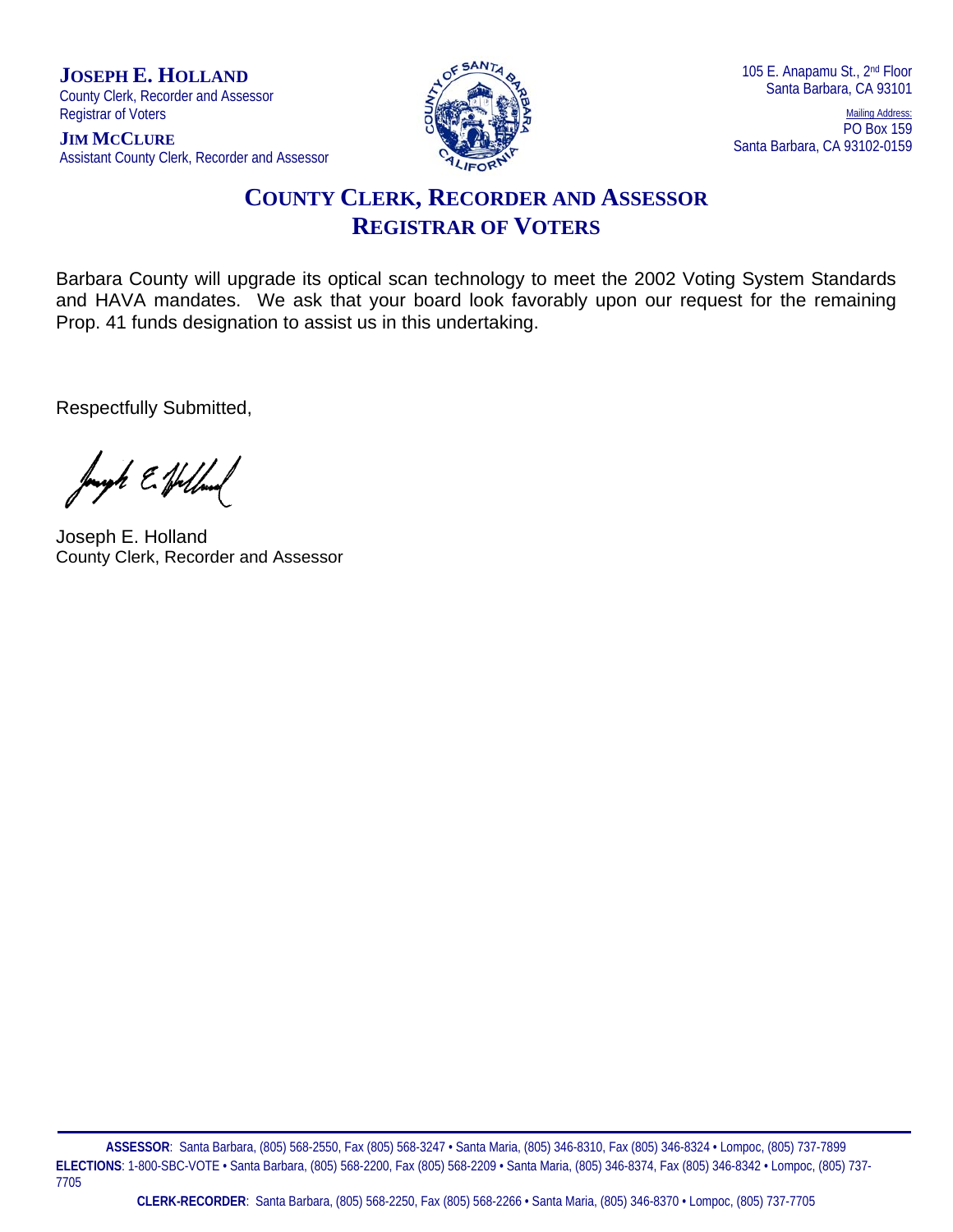**JOSEPH E. HOLLAND**
County Clerk, Recorder and Assessor
Registrar of Voters

**JIM MCCLURE**
Assistant County Clerk, Recorder and Assessor

105 E. Anapamu St., 2nd Floor
Santa Barbara, CA 93101

Mailing Address:
PO Box 159
Santa Barbara, CA 93102-0159

# COUNTY CLERK, RECORDER AND ASSESSOR
# REGISTRAR OF VOTERS

Barbara County will upgrade its optical scan technology to meet the 2002 Voting System Standards and HAVA mandates. We ask that your board look favorably upon our request for the remaining Prop. 41 funds designation to assist us in this undertaking.

Respectfully Submitted,

Joseph E. Holland
County Clerk, Recorder and Assessor

**ASSESSOR**: Santa Barbara, (805) 568-2550, Fax (805) 568-3247 • Santa Maria, (805) 346-8310, Fax (805) 346-8324 • Lompoc, (805) 737-7899
**ELECTIONS**: 1-800-SBC-VOTE • Santa Barbara, (805) 568-2200, Fax (805) 568-2209 • Santa Maria, (805) 346-8374, Fax (805) 346-8342 • Lompoc, (805) 737-7705
**CLERK-RECORDER**: Santa Barbara, (805) 568-2250, Fax (805) 568-2266 • Santa Maria, (805) 346-8370 • Lompoc, (805) 737-7705